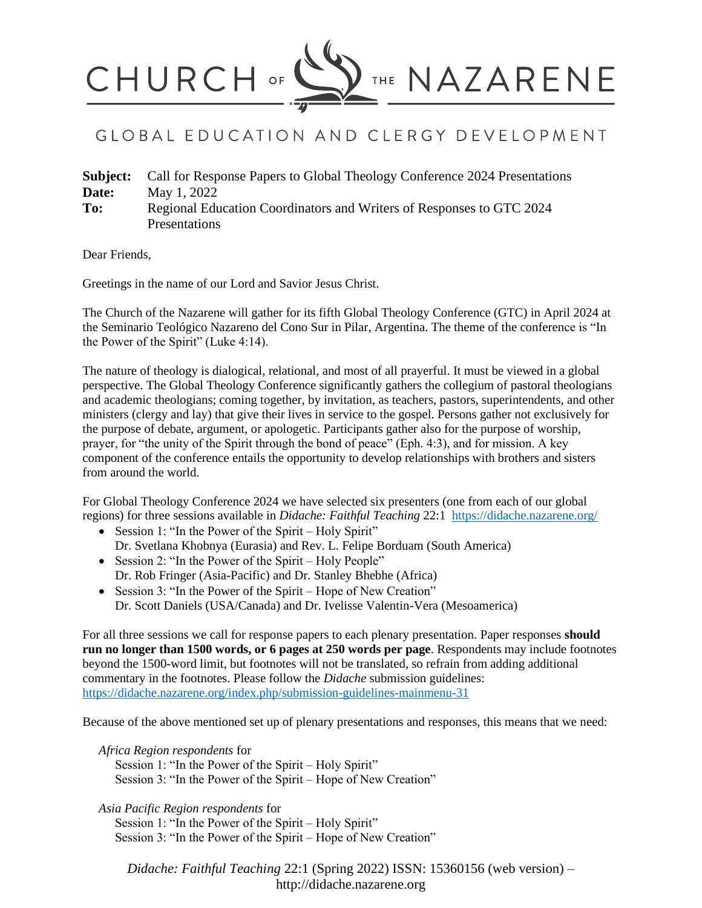# CHURCH OF THE NAZARENE

## GLOBAL EDUCATION AND CLERGY DEVELOPMENT

**Subject:** Call for Response Papers to Global Theology Conference 2024 Presentations
**Date:** May 1, 2022
**To:** Regional Education Coordinators and Writers of Responses to GTC 2024 Presentations

Dear Friends,

Greetings in the name of our Lord and Savior Jesus Christ.

The Church of the Nazarene will gather for its fifth Global Theology Conference (GTC) in April 2024 at the Seminario Teológico Nazareno del Cono Sur in Pilar, Argentina. The theme of the conference is "In the Power of the Spirit" (Luke 4:14).

The nature of theology is dialogical, relational, and most of all prayerful. It must be viewed in a global perspective. The Global Theology Conference significantly gathers the collegium of pastoral theologians and academic theologians; coming together, by invitation, as teachers, pastors, superintendents, and other ministers (clergy and lay) that give their lives in service to the gospel. Persons gather not exclusively for the purpose of debate, argument, or apologetic. Participants gather also for the purpose of worship, prayer, for "the unity of the Spirit through the bond of peace" (Eph. 4:3), and for mission. A key component of the conference entails the opportunity to develop relationships with brothers and sisters from around the world.

For Global Theology Conference 2024 we have selected six presenters (one from each of our global regions) for three sessions available in *Didache: Faithful Teaching* 22:1 https://didache.nazarene.org/

- Session 1: "In the Power of the Spirit – Holy Spirit"
  Dr. Svetlana Khobnya (Eurasia) and Rev. L. Felipe Borduam (South America)
- Session 2: "In the Power of the Spirit – Holy People"
  Dr. Rob Fringer (Asia-Pacific) and Dr. Stanley Bhebhe (Africa)
- Session 3: "In the Power of the Spirit – Hope of New Creation"
  Dr. Scott Daniels (USA/Canada) and Dr. Ivelisse Valentin-Vera (Mesoamerica)

For all three sessions we call for response papers to each plenary presentation. Paper responses **should run no longer than 1500 words, or 6 pages at 250 words per page**. Respondents may include footnotes beyond the 1500-word limit, but footnotes will not be translated, so refrain from adding additional commentary in the footnotes. Please follow the *Didache* submission guidelines: https://didache.nazarene.org/index.php/submission-guidelines-mainmenu-31

Because of the above mentioned set up of plenary presentations and responses, this means that we need:

*Africa Region respondents* for
Session 1: "In the Power of the Spirit – Holy Spirit"
Session 3: "In the Power of the Spirit – Hope of New Creation"

*Asia Pacific Region respondents* for
Session 1: "In the Power of the Spirit – Holy Spirit"
Session 3: "In the Power of the Spirit – Hope of New Creation"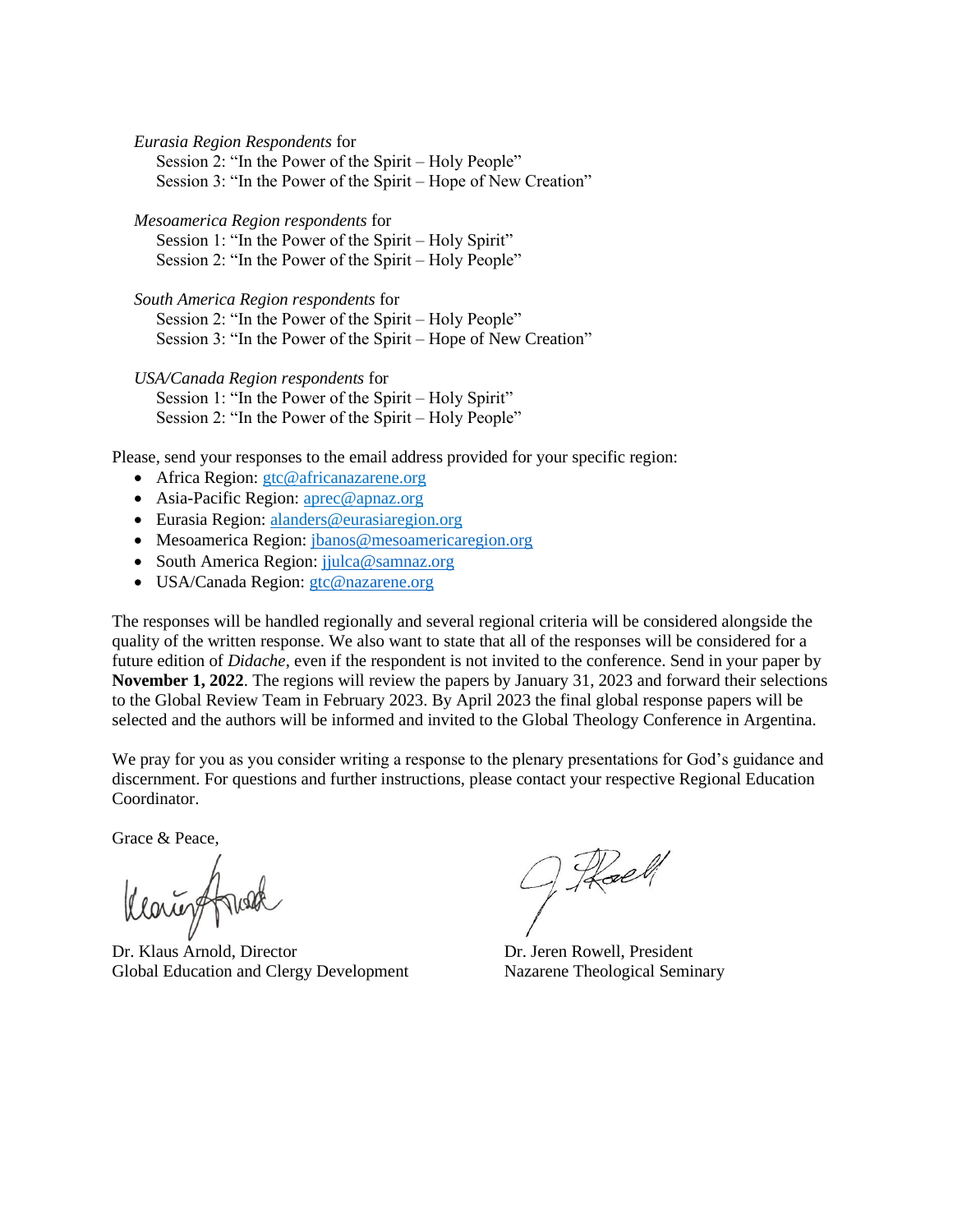*Eurasia Region Respondents* for
   Session 2: "In the Power of the Spirit – Holy People"
   Session 3: "In the Power of the Spirit – Hope of New Creation"

*Mesoamerica Region respondents* for
   Session 1: "In the Power of the Spirit – Holy Spirit"
   Session 2: "In the Power of the Spirit – Holy People"

*South America Region respondents* for
   Session 2: "In the Power of the Spirit – Holy People"
   Session 3: "In the Power of the Spirit – Hope of New Creation"

*USA/Canada Region respondents* for
   Session 1: "In the Power of the Spirit – Holy Spirit"
   Session 2: "In the Power of the Spirit – Holy People"

Please, send your responses to the email address provided for your specific region:

- Africa Region: gtc@africanazarene.org
- Asia-Pacific Region: aprec@apnaz.org
- Eurasia Region: alanders@eurasiaregion.org
- Mesoamerica Region: jbanos@mesoamericaregion.org
- South America Region: jjulca@samnaz.org
- USA/Canada Region: gtc@nazarene.org

The responses will be handled regionally and several regional criteria will be considered alongside the quality of the written response. We also want to state that all of the responses will be considered for a future edition of *Didache*, even if the respondent is not invited to the conference. Send in your paper by **November 1, 2022**. The regions will review the papers by January 31, 2023 and forward their selections to the Global Review Team in February 2023. By April 2023 the final global response papers will be selected and the authors will be informed and invited to the Global Theology Conference in Argentina.

We pray for you as you consider writing a response to the plenary presentations for God's guidance and discernment. For questions and further instructions, please contact your respective Regional Education Coordinator.

Grace & Peace,

Dr. Klaus Arnold, Director
Global Education and Clergy Development

Dr. Jeren Rowell, President
Nazarene Theological Seminary